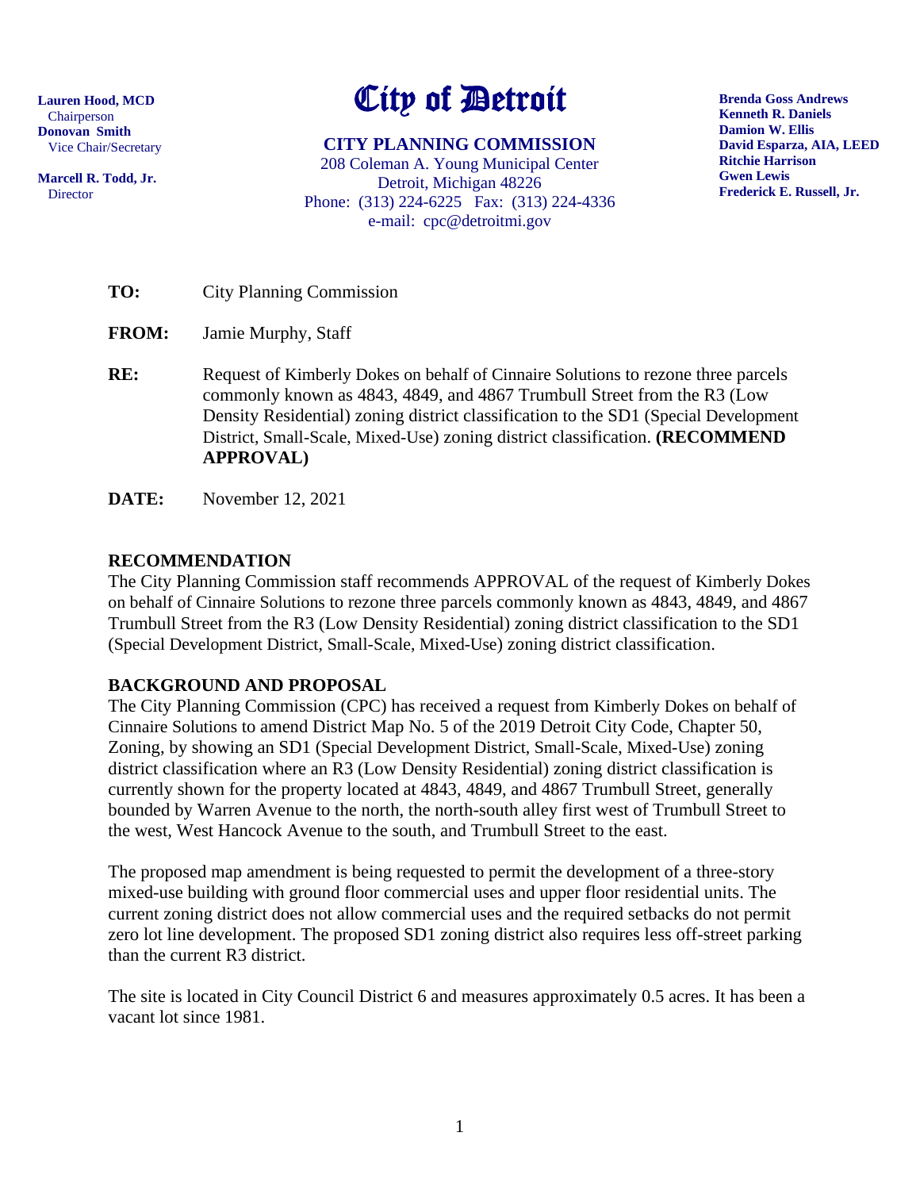Lauren Hood, MCD
Chairperson
Donovan Smith
Vice Chair/Secretary

Marcell R. Todd, Jr.
Director

# City of Detroit

**CITY PLANNING COMMISSION**
208 Coleman A. Young Municipal Center
Detroit, Michigan 48226
Phone: (313) 224-6225 Fax: (313) 224-4336
e-mail: cpc@detroitmi.gov

Brenda Goss Andrews
Kenneth R. Daniels
Damion W. Ellis
David Esparza, AIA, LEED
Ritchie Harrison
Gwen Lewis
Frederick E. Russell, Jr.

**TO:** City Planning Commission

**FROM:** Jamie Murphy, Staff

**RE:** Request of Kimberly Dokes on behalf of Cinnaire Solutions to rezone three parcels commonly known as 4843, 4849, and 4867 Trumbull Street from the R3 (Low Density Residential) zoning district classification to the SD1 (Special Development District, Small-Scale, Mixed-Use) zoning district classification. **(RECOMMEND APPROVAL)**

**DATE:** November 12, 2021

## RECOMMENDATION

The City Planning Commission staff recommends APPROVAL of the request of Kimberly Dokes on behalf of Cinnaire Solutions to rezone three parcels commonly known as 4843, 4849, and 4867 Trumbull Street from the R3 (Low Density Residential) zoning district classification to the SD1 (Special Development District, Small-Scale, Mixed-Use) zoning district classification.

## BACKGROUND AND PROPOSAL

The City Planning Commission (CPC) has received a request from Kimberly Dokes on behalf of Cinnaire Solutions to amend District Map No. 5 of the 2019 Detroit City Code, Chapter 50, Zoning, by showing an SD1 (Special Development District, Small-Scale, Mixed-Use) zoning district classification where an R3 (Low Density Residential) zoning district classification is currently shown for the property located at 4843, 4849, and 4867 Trumbull Street, generally bounded by Warren Avenue to the north, the north-south alley first west of Trumbull Street to the west, West Hancock Avenue to the south, and Trumbull Street to the east.

The proposed map amendment is being requested to permit the development of a three-story mixed-use building with ground floor commercial uses and upper floor residential units. The current zoning district does not allow commercial uses and the required setbacks do not permit zero lot line development. The proposed SD1 zoning district also requires less off-street parking than the current R3 district.

The site is located in City Council District 6 and measures approximately 0.5 acres. It has been a vacant lot since 1981.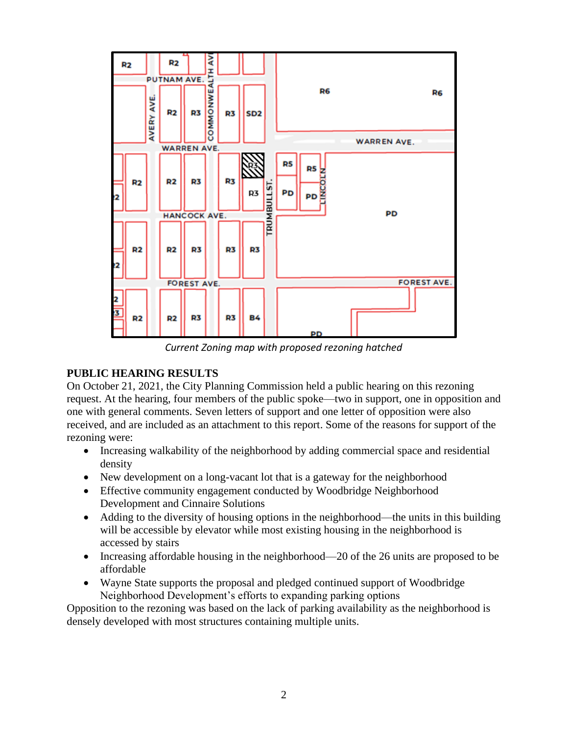*Current Zoning map with proposed rezoning hatched*

**PUBLIC HEARING RESULTS**

On October 21, 2021, the City Planning Commission held a public hearing on this rezoning request. At the hearing, four members of the public spoke—two in support, one in opposition and one with general comments. Seven letters of support and one letter of opposition were also received, and are included as an attachment to this report. Some of the reasons for support of the rezoning were:

- Increasing walkability of the neighborhood by adding commercial space and residential density
- New development on a long-vacant lot that is a gateway for the neighborhood
- Effective community engagement conducted by Woodbridge Neighborhood Development and Cinnaire Solutions
- Adding to the diversity of housing options in the neighborhood—the units in this building will be accessible by elevator while most existing housing in the neighborhood is accessed by stairs
- Increasing affordable housing in the neighborhood—20 of the 26 units are proposed to be affordable
- Wayne State supports the proposal and pledged continued support of Woodbridge Neighborhood Development's efforts to expanding parking options

Opposition to the rezoning was based on the lack of parking availability as the neighborhood is densely developed with most structures containing multiple units.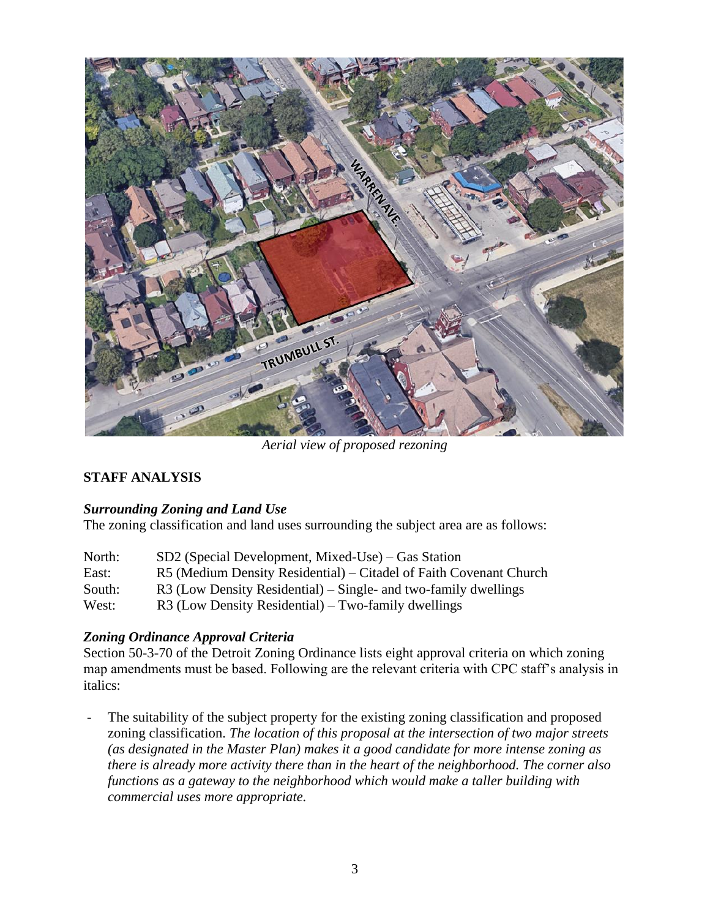*Aerial view of proposed rezoning*

**STAFF ANALYSIS**

***Surrounding Zoning and Land Use***

The zoning classification and land uses surrounding the subject area are as follows:

| | |
|---|---|
| North: | SD2 (Special Development, Mixed-Use) – Gas Station |
| East: | R5 (Medium Density Residential) – Citadel of Faith Covenant Church |
| South: | R3 (Low Density Residential) – Single- and two-family dwellings |
| West: | R3 (Low Density Residential) – Two-family dwellings |

***Zoning Ordinance Approval Criteria***

Section 50-3-70 of the Detroit Zoning Ordinance lists eight approval criteria on which zoning map amendments must be based. Following are the relevant criteria with CPC staff's analysis in italics:

- The suitability of the subject property for the existing zoning classification and proposed zoning classification. *The location of this proposal at the intersection of two major streets (as designated in the Master Plan) makes it a good candidate for more intense zoning as there is already more activity there than in the heart of the neighborhood. The corner also functions as a gateway to the neighborhood which would make a taller building with commercial uses more appropriate.*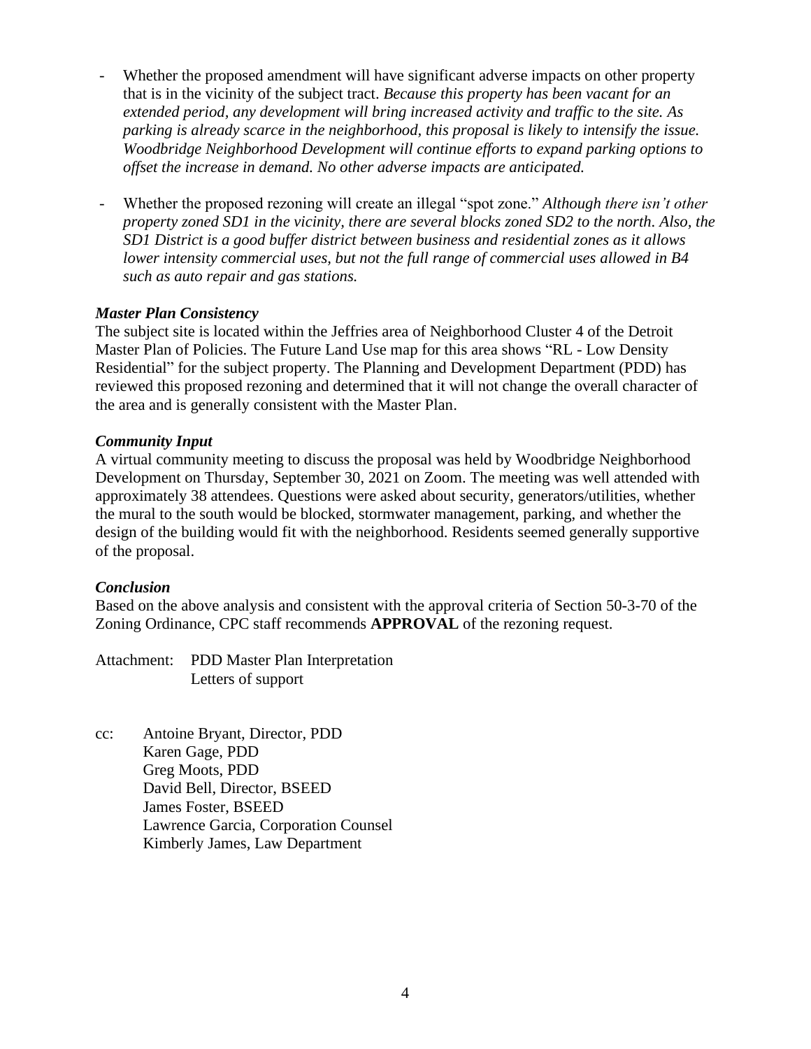- Whether the proposed amendment will have significant adverse impacts on other property that is in the vicinity of the subject tract. *Because this property has been vacant for an extended period, any development will bring increased activity and traffic to the site. As parking is already scarce in the neighborhood, this proposal is likely to intensify the issue. Woodbridge Neighborhood Development will continue efforts to expand parking options to offset the increase in demand. No other adverse impacts are anticipated.*

- Whether the proposed rezoning will create an illegal "spot zone." *Although there isn't other property zoned SD1 in the vicinity, there are several blocks zoned SD2 to the north. Also, the SD1 District is a good buffer district between business and residential zones as it allows lower intensity commercial uses, but not the full range of commercial uses allowed in B4 such as auto repair and gas stations.*

***Master Plan Consistency***

The subject site is located within the Jeffries area of Neighborhood Cluster 4 of the Detroit Master Plan of Policies. The Future Land Use map for this area shows "RL - Low Density Residential" for the subject property. The Planning and Development Department (PDD) has reviewed this proposed rezoning and determined that it will not change the overall character of the area and is generally consistent with the Master Plan.

***Community Input***

A virtual community meeting to discuss the proposal was held by Woodbridge Neighborhood Development on Thursday, September 30, 2021 on Zoom. The meeting was well attended with approximately 38 attendees. Questions were asked about security, generators/utilities, whether the mural to the south would be blocked, stormwater management, parking, and whether the design of the building would fit with the neighborhood. Residents seemed generally supportive of the proposal.

***Conclusion***

Based on the above analysis and consistent with the approval criteria of Section 50-3-70 of the Zoning Ordinance, CPC staff recommends **APPROVAL** of the rezoning request.

Attachment: PDD Master Plan Interpretation
Letters of support

cc: Antoine Bryant, Director, PDD
Karen Gage, PDD
Greg Moots, PDD
David Bell, Director, BSEED
James Foster, BSEED
Lawrence Garcia, Corporation Counsel
Kimberly James, Law Department